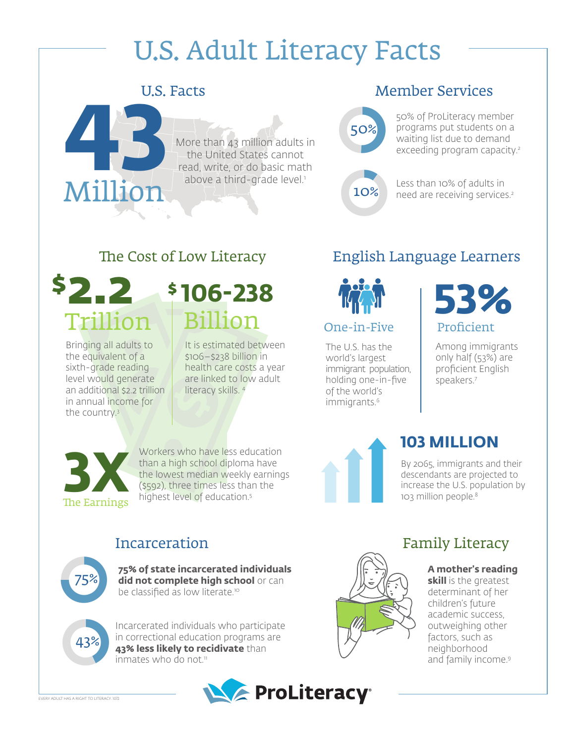# U.S. Adult Literacy Facts

## U.S. Facts

**43 Million**

More than 43 million adults in the United States cannot read, write, or do basic math above a third-grade level.[1]

## Member Services

**50%**

50% of ProLiteracy member programs put students on a waiting list due to demand exceeding program capacity.[2]

**10%**

Less than 10% of adults in need are receiving services.[2]

## The Cost of Low Literacy

**$2.2 Trillion**

Bringing all adults to the equivalent of a sixth-grade reading level would generate an additional $2.2 trillion in annual income for the country.[3]

**$106-238 Billion**

It is estimated between $106–$238 billion in health care costs a year are linked to low adult literacy skills.[4]

**3X The Earnings**

Workers who have less education than a high school diploma have the lowest median weekly earnings ($592), three times less than the highest level of education.[5]

## English Language Learners

**One-in-Five**

The U.S. has the world's largest immigrant population, holding one-in-five of the world's immigrants.[6]

**53% Proficient**

Among immigrants only half (53%) are proficient English speakers.[7]

**103 MILLION**

By 2065, immigrants and their descendants are projected to increase the U.S. population by 103 million people.[8]

## Incarceration

**75%**

**75% of state incarcerated individuals did not complete high school** or can be classified as low literate.[10]

**43%**

Incarcerated individuals who participate in correctional education programs are **43% less likely to recidivate** than inmates who do not.[11]

## Family Literacy

**A mother's reading skill** is the greatest determinant of her children's future academic success, outweighing other factors, such as neighborhood and family income.[9]

ProLiteracy

EVERY ADULT HAS A RIGHT TO LITERACY. 1072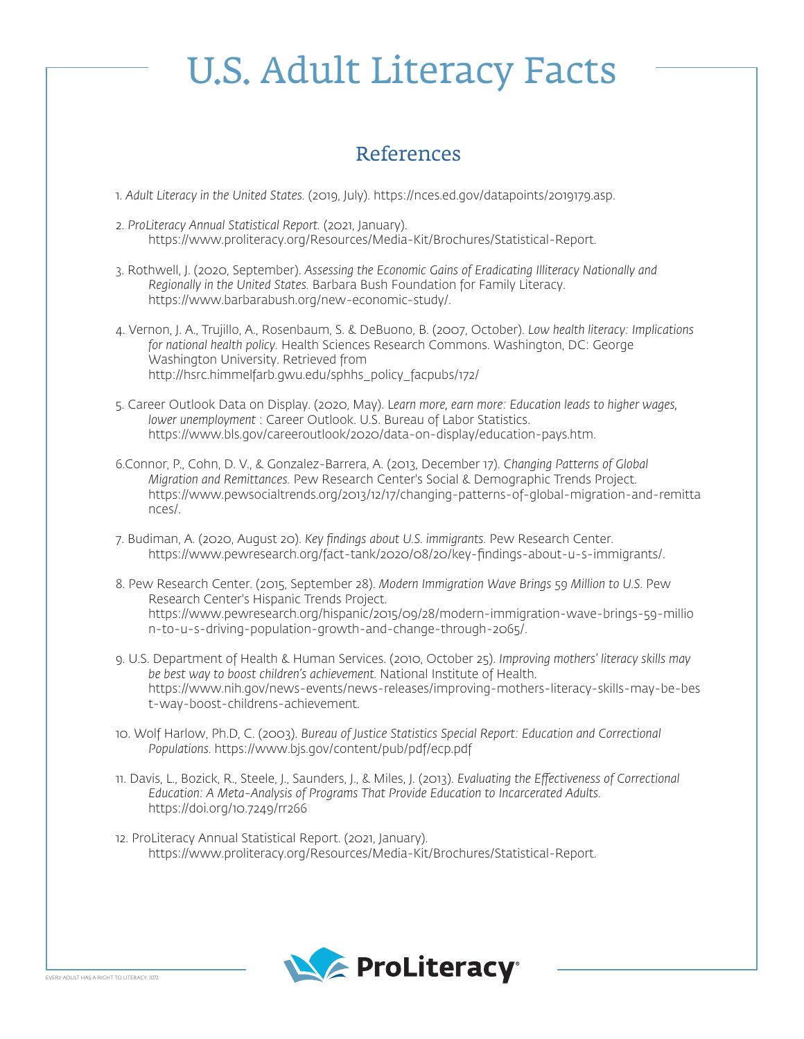# U.S. Adult Literacy Facts

## References

1. *Adult Literacy in the United States.* (2019, July). https://nces.ed.gov/datapoints/2019179.asp.

2. *ProLiteracy Annual Statistical Report.* (2021, January). https://www.proliteracy.org/Resources/Media-Kit/Brochures/Statistical-Report.

3. Rothwell, J. (2020, September). *Assessing the Economic Gains of Eradicating Illiteracy Nationally and Regionally in the United States.* Barbara Bush Foundation for Family Literacy. https://www.barbarabush.org/new-economic-study/.

4. Vernon, J. A., Trujillo, A., Rosenbaum, S. & DeBuono, B. (2007, October). *Low health literacy: Implications for national health policy.* Health Sciences Research Commons. Washington, DC: George Washington University. Retrieved from http://hsrc.himmelfarb.gwu.edu/sphhs_policy_facpubs/172/

5. Career Outlook Data on Display. (2020, May). *Learn more, earn more: Education leads to higher wages, lower unemployment* : Career Outlook. U.S. Bureau of Labor Statistics. https://www.bls.gov/careeroutlook/2020/data-on-display/education-pays.htm.

6. Connor, P., Cohn, D. V., & Gonzalez-Barrera, A. (2013, December 17). *Changing Patterns of Global Migration and Remittances.* Pew Research Center's Social & Demographic Trends Project. https://www.pewsocialtrends.org/2013/12/17/changing-patterns-of-global-migration-and-remittances/.

7. Budiman, A. (2020, August 20). *Key findings about U.S. immigrants.* Pew Research Center. https://www.pewresearch.org/fact-tank/2020/08/20/key-findings-about-u-s-immigrants/.

8. Pew Research Center. (2015, September 28). *Modern Immigration Wave Brings 59 Million to U.S.* Pew Research Center's Hispanic Trends Project. https://www.pewresearch.org/hispanic/2015/09/28/modern-immigration-wave-brings-59-million-to-u-s-driving-population-growth-and-change-through-2065/.

9. U.S. Department of Health & Human Services. (2010, October 25). *Improving mothers' literacy skills may be best way to boost children's achievement.* National Institute of Health. https://www.nih.gov/news-events/news-releases/improving-mothers-literacy-skills-may-be-best-way-boost-childrens-achievement.

10. Wolf Harlow, Ph.D, C. (2003). *Bureau of Justice Statistics Special Report: Education and Correctional Populations.* https://www.bjs.gov/content/pub/pdf/ecp.pdf

11. Davis, L., Bozick, R., Steele, J., Saunders, J., & Miles, J. (2013). *Evaluating the Effectiveness of Correctional Education: A Meta-Analysis of Programs That Provide Education to Incarcerated Adults.* https://doi.org/10.7249/rr266

12. ProLiteracy Annual Statistical Report. (2021, January). https://www.proliteracy.org/Resources/Media-Kit/Brochures/Statistical-Report.

ProLiteracy

EVERY ADULT HAS A RIGHT TO LITERACY. 1072